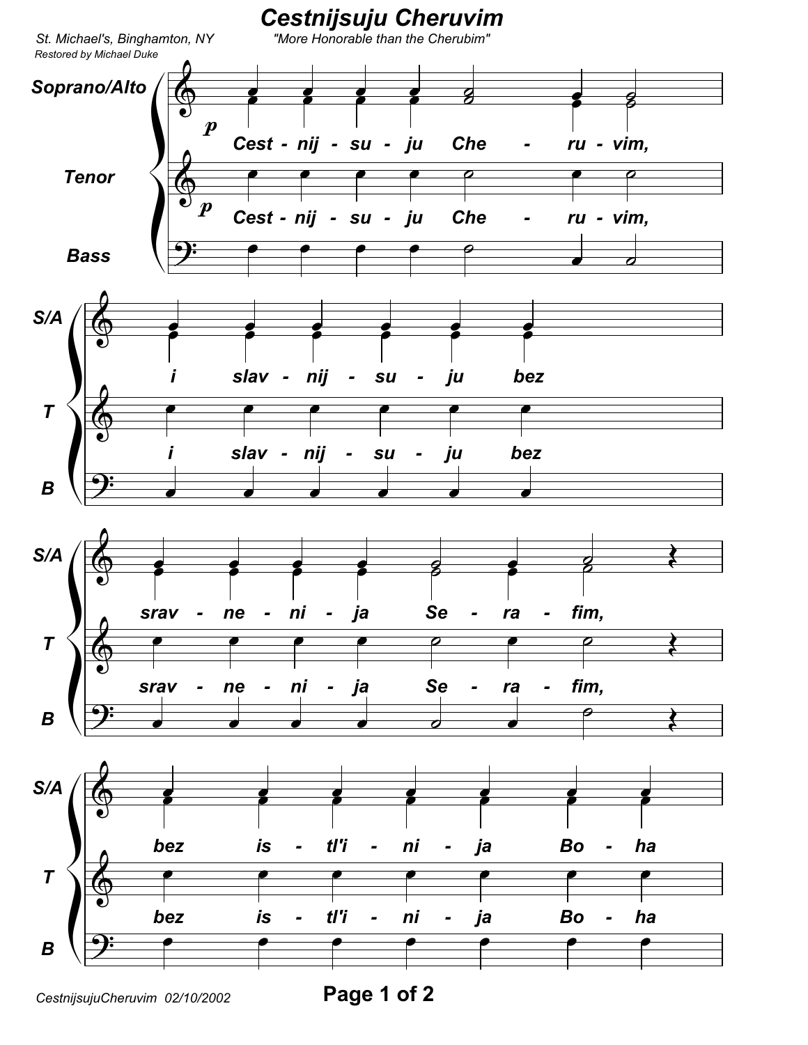# Cestnijsuju Cheruvim

St. Michael's, Binghamton, NY

"More Honorable than the Cherubim"

Restored by Michael Duke

Soprano/Alto

Tenor

Bass

*p*

Cest - nij - su - ju Che - ru - vim,

i slav - nij - su - ju bez

srav - ne - ni - ja Se - ra - fim,

bez is - tl'i - ni - ja Bo - ha

CestnijsujuCheruvim 02/10/2002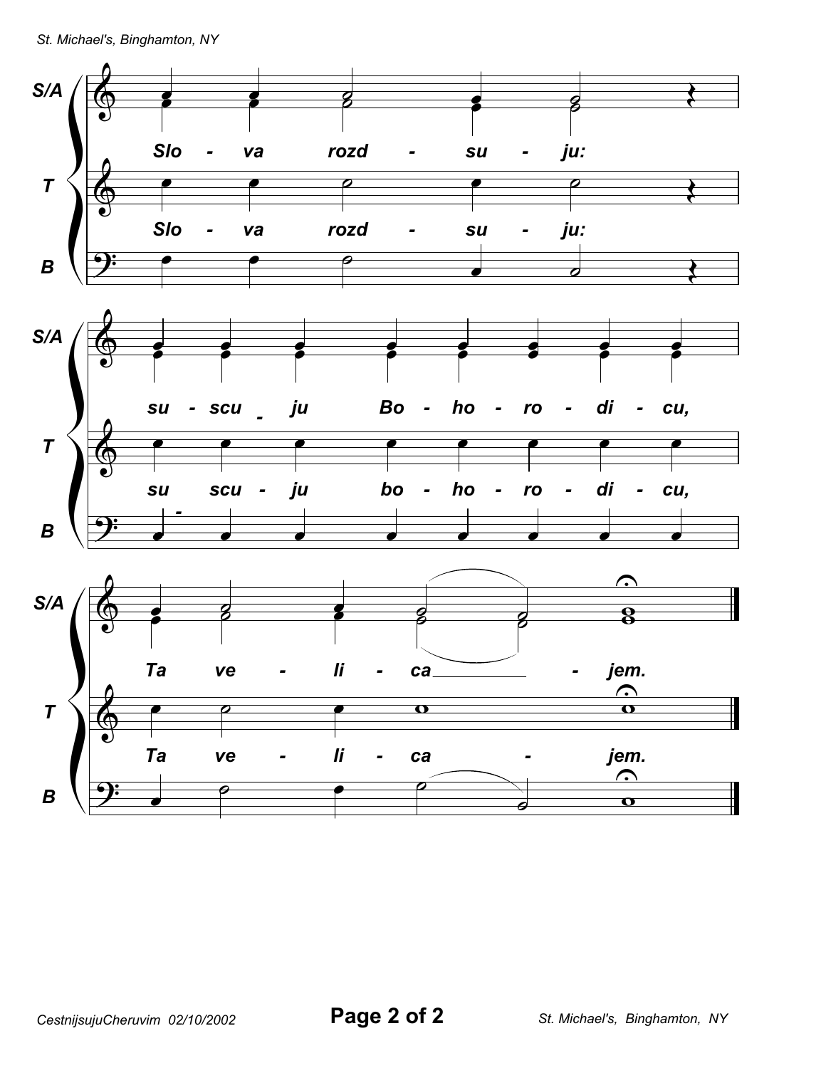S/A
Slo - va rozd - su - ju:

T
Slo - va rozd - su - ju:

B

S/A
su - scu - ju Bo - ho - ro - di - cu,

T
su scu - ju bo - ho - ro - di - cu,

B

S/A
Ta ve - li - ca - jem.

T
Ta ve - li - ca - jem.

B